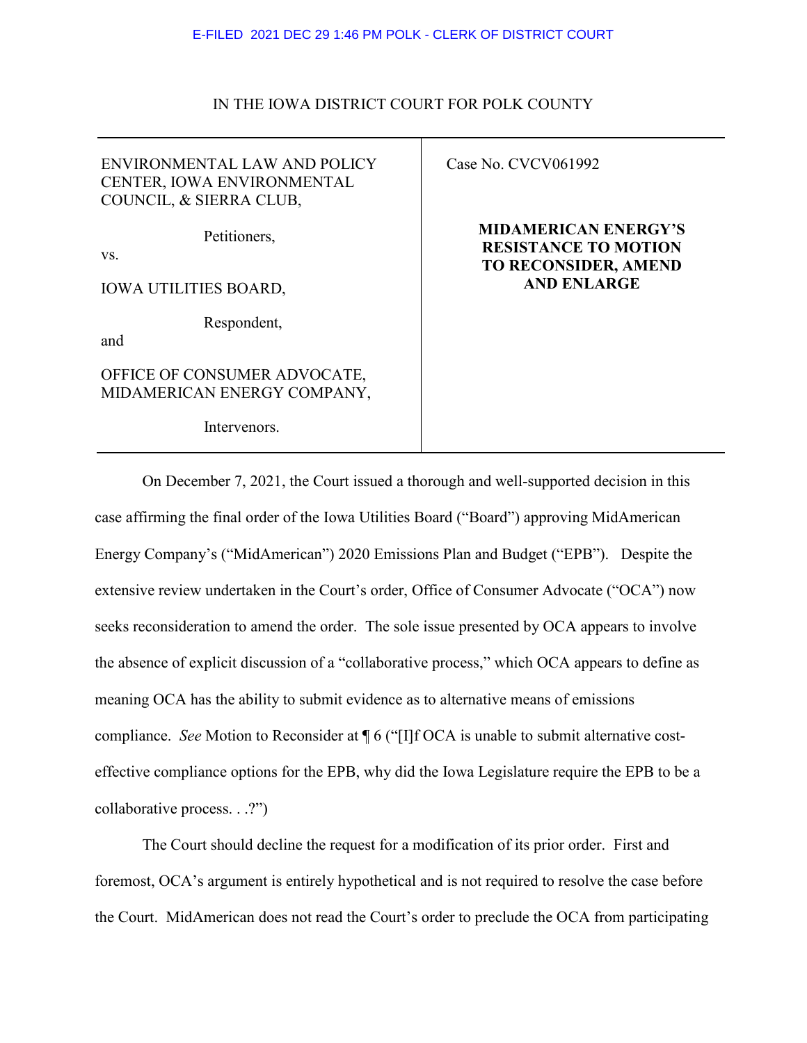E-FILED 2021 DEC 29 1:46 PM POLK - CLERK OF DISTRICT COURT

IN THE IOWA DISTRICT COURT FOR POLK COUNTY

| | |
|---|---|
| ENVIRONMENTAL LAW AND POLICY CENTER, IOWA ENVIRONMENTAL COUNCIL, & SIERRA CLUB,<br><br>Petitioners,<br><br>vs.<br><br>IOWA UTILITIES BOARD,<br><br>Respondent,<br><br>and<br><br>OFFICE OF CONSUMER ADVOCATE, MIDAMERICAN ENERGY COMPANY,<br><br>Intervenors. | Case No. CVCV061992<br><br>**MIDAMERICAN ENERGY'S RESISTANCE TO MOTION TO RECONSIDER, AMEND AND ENLARGE** |

On December 7, 2021, the Court issued a thorough and well-supported decision in this case affirming the final order of the Iowa Utilities Board ("Board") approving MidAmerican Energy Company's ("MidAmerican") 2020 Emissions Plan and Budget ("EPB"). Despite the extensive review undertaken in the Court's order, Office of Consumer Advocate ("OCA") now seeks reconsideration to amend the order. The sole issue presented by OCA appears to involve the absence of explicit discussion of a "collaborative process," which OCA appears to define as meaning OCA has the ability to submit evidence as to alternative means of emissions compliance. *See* Motion to Reconsider at ¶ 6 ("[I]f OCA is unable to submit alternative cost-effective compliance options for the EPB, why did the Iowa Legislature require the EPB to be a collaborative process. . .?")

The Court should decline the request for a modification of its prior order. First and foremost, OCA's argument is entirely hypothetical and is not required to resolve the case before the Court. MidAmerican does not read the Court's order to preclude the OCA from participating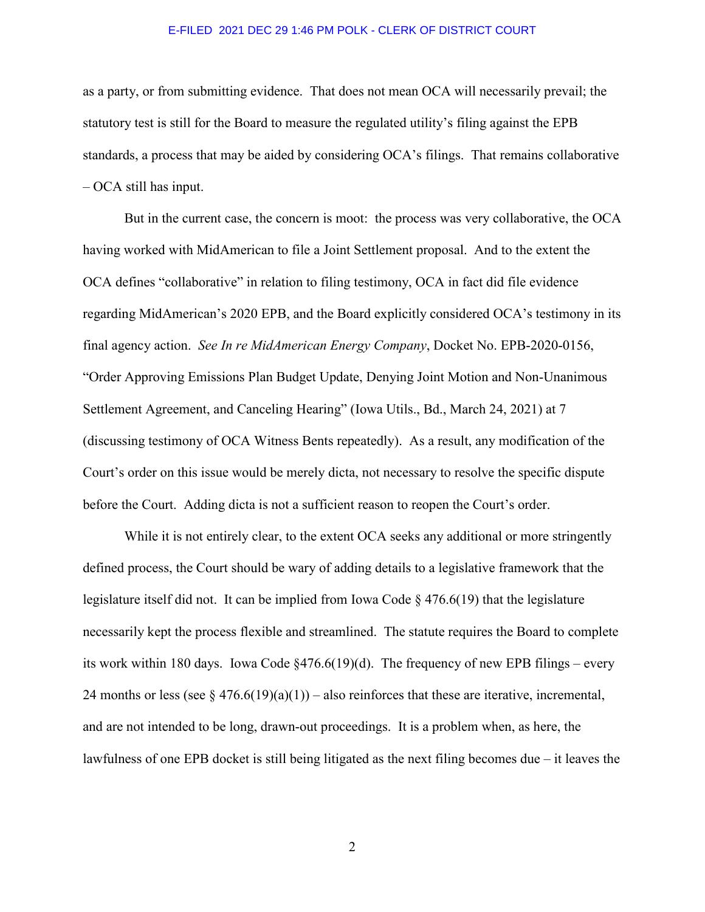as a party, or from submitting evidence. That does not mean OCA will necessarily prevail; the statutory test is still for the Board to measure the regulated utility's filing against the EPB standards, a process that may be aided by considering OCA's filings. That remains collaborative – OCA still has input.

But in the current case, the concern is moot: the process was very collaborative, the OCA having worked with MidAmerican to file a Joint Settlement proposal. And to the extent the OCA defines "collaborative" in relation to filing testimony, OCA in fact did file evidence regarding MidAmerican's 2020 EPB, and the Board explicitly considered OCA's testimony in its final agency action. *See In re MidAmerican Energy Company*, Docket No. EPB-2020-0156, "Order Approving Emissions Plan Budget Update, Denying Joint Motion and Non-Unanimous Settlement Agreement, and Canceling Hearing" (Iowa Utils., Bd., March 24, 2021) at 7 (discussing testimony of OCA Witness Bents repeatedly). As a result, any modification of the Court's order on this issue would be merely dicta, not necessary to resolve the specific dispute before the Court. Adding dicta is not a sufficient reason to reopen the Court's order.

While it is not entirely clear, to the extent OCA seeks any additional or more stringently defined process, the Court should be wary of adding details to a legislative framework that the legislature itself did not. It can be implied from Iowa Code § 476.6(19) that the legislature necessarily kept the process flexible and streamlined. The statute requires the Board to complete its work within 180 days. Iowa Code §476.6(19)(d). The frequency of new EPB filings – every 24 months or less (see § 476.6(19)(a)(1)) – also reinforces that these are iterative, incremental, and are not intended to be long, drawn-out proceedings. It is a problem when, as here, the lawfulness of one EPB docket is still being litigated as the next filing becomes due – it leaves the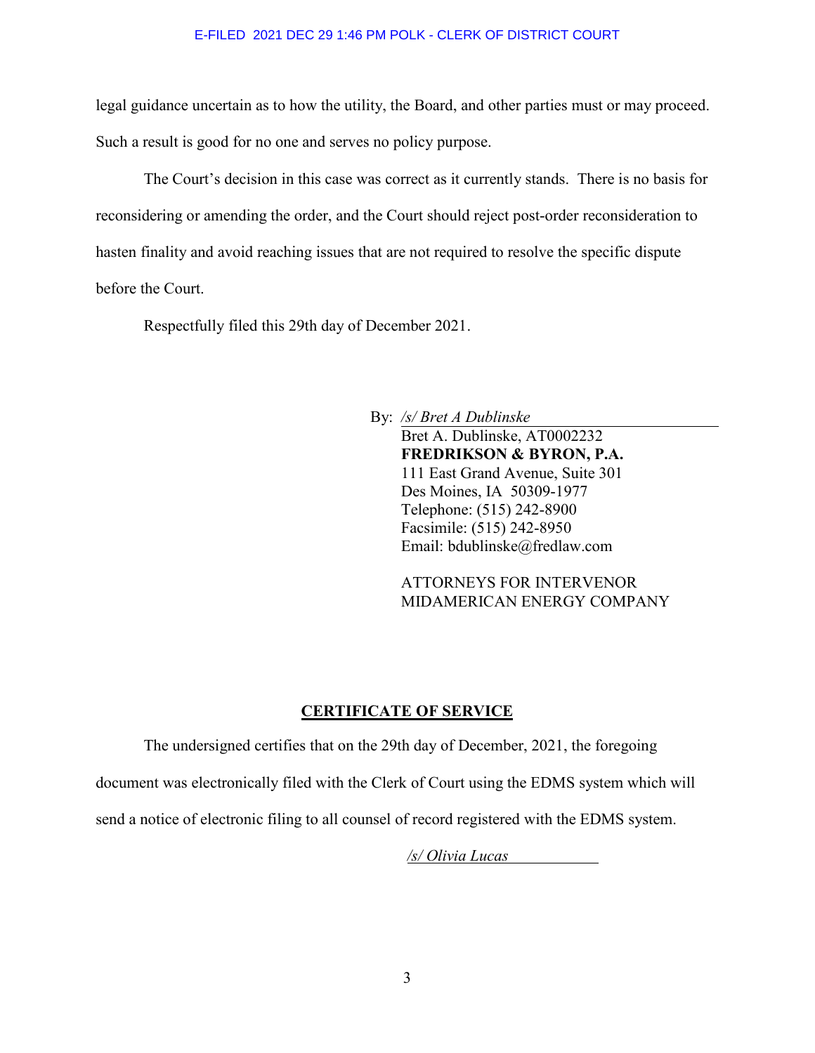legal guidance uncertain as to how the utility, the Board, and other parties must or may proceed. Such a result is good for no one and serves no policy purpose.

The Court's decision in this case was correct as it currently stands. There is no basis for reconsidering or amending the order, and the Court should reject post-order reconsideration to hasten finality and avoid reaching issues that are not required to resolve the specific dispute before the Court.

Respectfully filed this 29th day of December 2021.

By: */s/ Bret A Dublinske*
Bret A. Dublinske, AT0002232
**FREDRIKSON & BYRON, P.A.**
111 East Grand Avenue, Suite 301
Des Moines, IA 50309-1977
Telephone: (515) 242-8900
Facsimile: (515) 242-8950
Email: bdublinske@fredlaw.com

ATTORNEYS FOR INTERVENOR
MIDAMERICAN ENERGY COMPANY

## CERTIFICATE OF SERVICE

The undersigned certifies that on the 29th day of December, 2021, the foregoing document was electronically filed with the Clerk of Court using the EDMS system which will send a notice of electronic filing to all counsel of record registered with the EDMS system.

*/s/ Olivia Lucas*